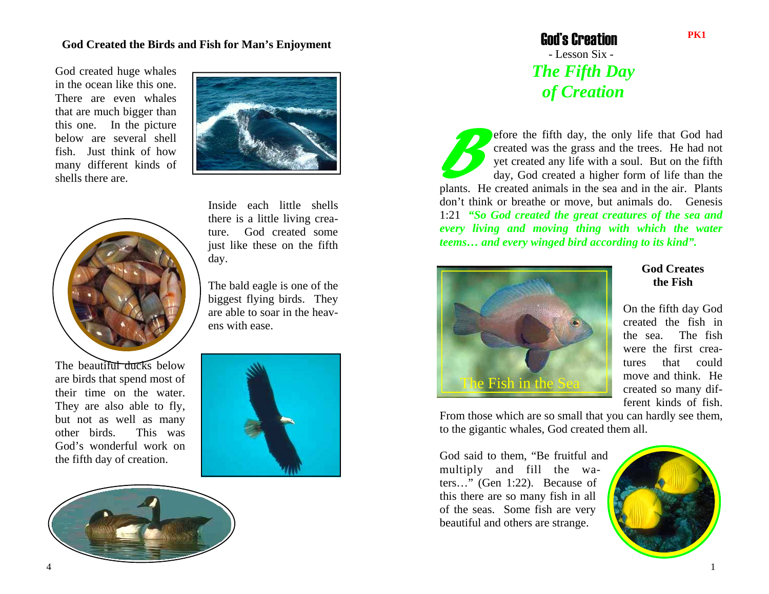## God Created the Birds and Fish for Man's Enjoyment

God created huge whales in the ocean like this one. There are even whales that are much bigger than this one. In the picture below are several shell fish. Just think of how many different kinds of shells there are.

Inside each little shells there is a little living creature. God created some just like these on the fifth day.

The bald eagle is one of the biggest flying birds. They are able to soar in the heavens with ease.

The beautiful ducks below are birds that spend most of their time on the water. They are also able to fly, but not as well as many other birds. This was God's wonderful work on the fifth day of creation.

PK1

# God's Creation

- Lesson Six -

## *The Fifth Day of Creation*

Before the fifth day, the only life that God had created was the grass and the trees. He had not yet created any life with a soul. But on the fifth day, God created a higher form of life than the plants. He created animals in the sea and in the air. Plants don't think or breathe or move, but animals do. Genesis 1:21 ***"So God created the great creatures of the sea and every living and moving thing with which the water teems… and every winged bird according to its kind".***

The Fish in the Sea

### God Creates the Fish

On the fifth day God created the fish in the sea. The fish were the first creatures that could move and think. He created so many different kinds of fish. From those which are so small that you can hardly see them, to the gigantic whales, God created them all.

God said to them, "Be fruitful and multiply and fill the waters…" (Gen 1:22). Because of this there are so many fish in all of the seas. Some fish are very beautiful and others are strange.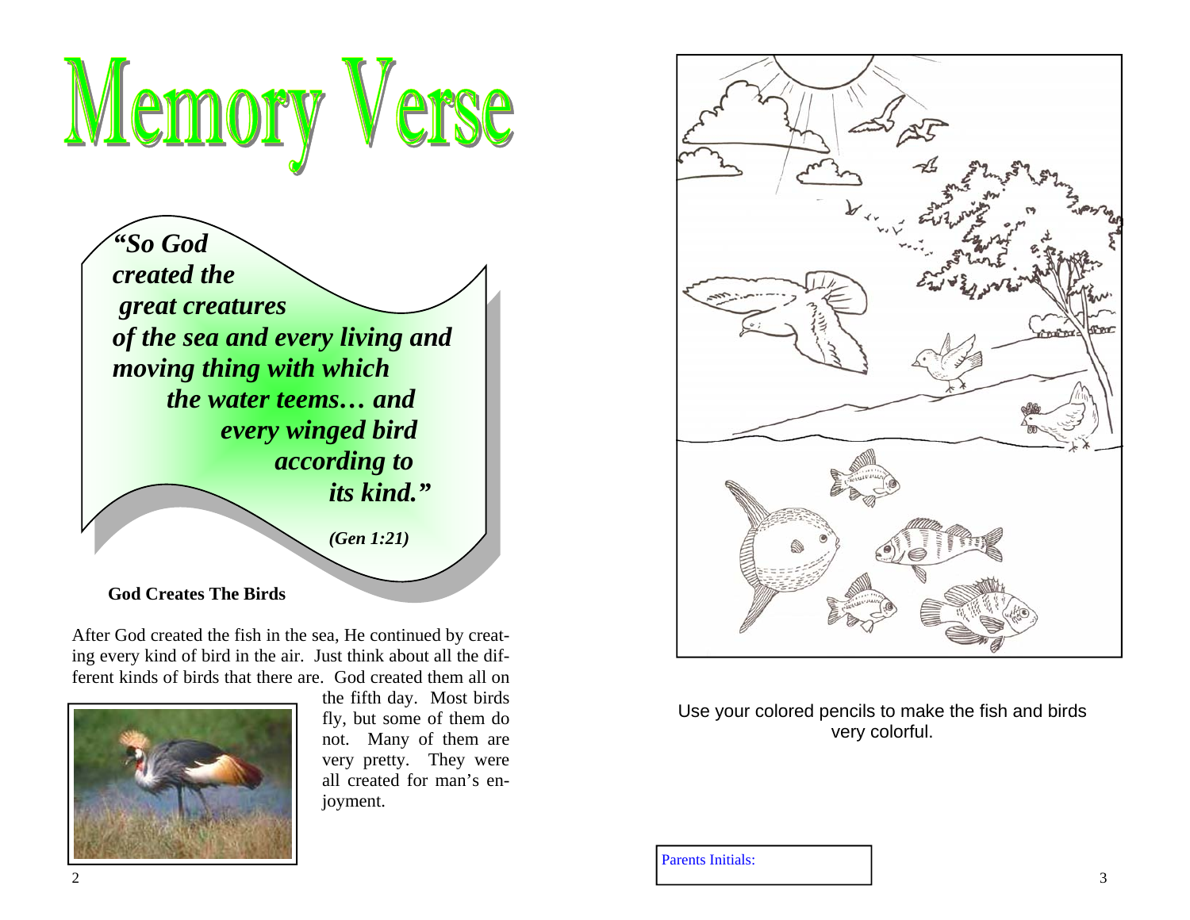# Memory Verse

***"So God created the great creatures of the sea and every living and moving thing with which the water teems… and every winged bird according to its kind."***

***(Gen 1:21)***

**God Creates The Birds**

After God created the fish in the sea, He continued by creating every kind of bird in the air. Just think about all the different kinds of birds that there are. God created them all on the fifth day. Most birds fly, but some of them do not. Many of them are very pretty. They were all created for man's enjoyment.

Use your colored pencils to make the fish and birds very colorful.

Parents Initials: